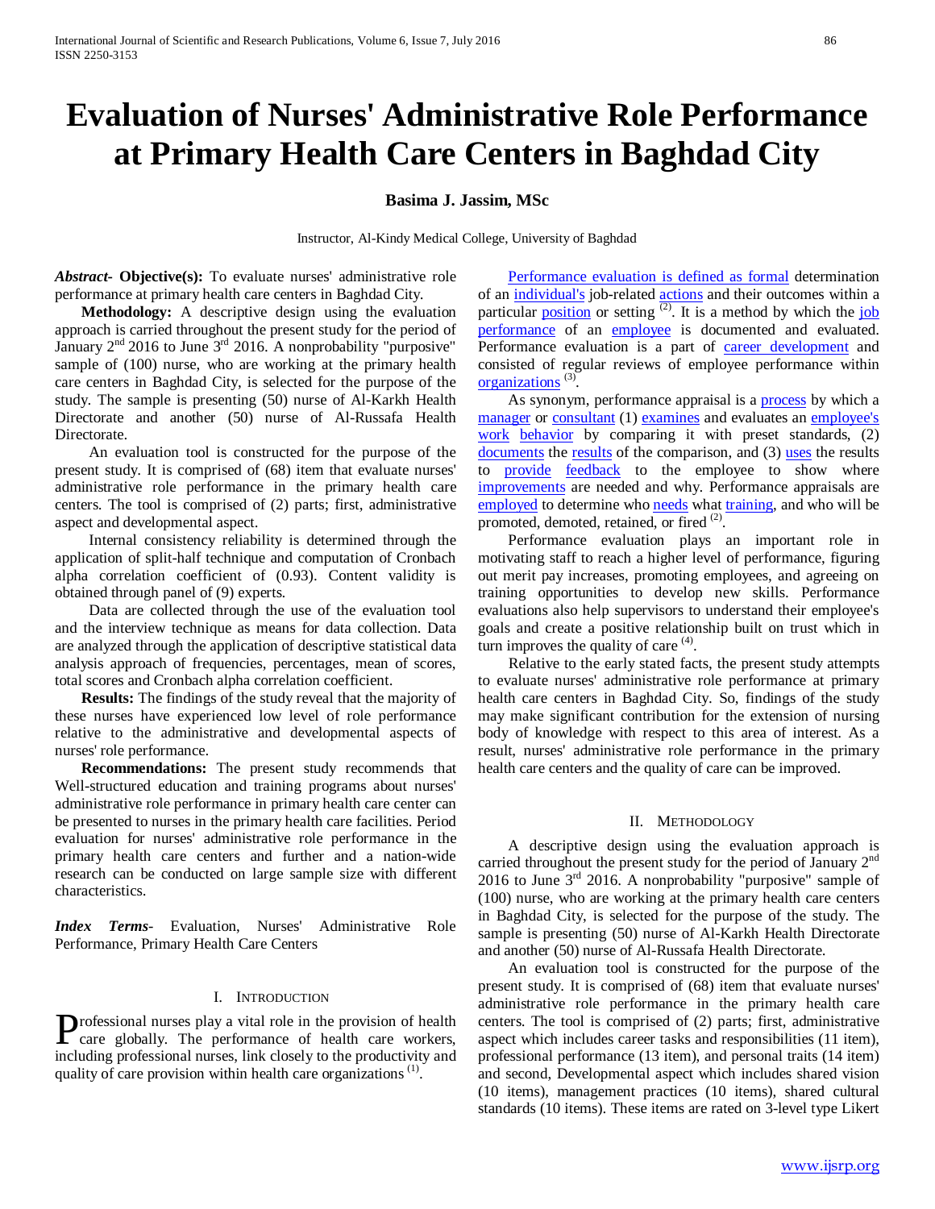# Evaluation of Nurses' Administrative Role Performance at Primary Health Care Centers in Baghdad City

**Basima J. Jassim, MSc**

Instructor, Al-Kindy Medical College, University of Baghdad

***Abstract*- Objective(s):** To evaluate nurses' administrative role performance at primary health care centers in Baghdad City.

**Methodology:** A descriptive design using the evaluation approach is carried throughout the present study for the period of January 2nd 2016 to June 3rd 2016. A nonprobability "purposive" sample of (100) nurse, who are working at the primary health care centers in Baghdad City, is selected for the purpose of the study. The sample is presenting (50) nurse of Al-Karkh Health Directorate and another (50) nurse of Al-Russafa Health Directorate.

An evaluation tool is constructed for the purpose of the present study. It is comprised of (68) item that evaluate nurses' administrative role performance in the primary health care centers. The tool is comprised of (2) parts; first, administrative aspect and developmental aspect.

Internal consistency reliability is determined through the application of split-half technique and computation of Cronbach alpha correlation coefficient of (0.93). Content validity is obtained through panel of (9) experts.

Data are collected through the use of the evaluation tool and the interview technique as means for data collection. Data are analyzed through the application of descriptive statistical data analysis approach of frequencies, percentages, mean of scores, total scores and Cronbach alpha correlation coefficient.

**Results:** The findings of the study reveal that the majority of these nurses have experienced low level of role performance relative to the administrative and developmental aspects of nurses' role performance.

**Recommendations:** The present study recommends that Well-structured education and training programs about nurses' administrative role performance in primary health care center can be presented to nurses in the primary health care facilities. Period evaluation for nurses' administrative role performance in the primary health care centers and further and a nation-wide research can be conducted on large sample size with different characteristics.

***Index Terms*-** Evaluation, Nurses' Administrative Role Performance, Primary Health Care Centers

## I. Introduction

Professional nurses play a vital role in the provision of health care globally. The performance of health care workers, including professional nurses, link closely to the productivity and quality of care provision within health care organizations [1].

Performance evaluation is defined as formal determination of an individual's job-related actions and their outcomes within a particular position or setting [2]. It is a method by which the job performance of an employee is documented and evaluated. Performance evaluation is a part of career development and consisted of regular reviews of employee performance within organizations [3].

As synonym, performance appraisal is a process by which a manager or consultant (1) examines and evaluates an employee's work behavior by comparing it with preset standards, (2) documents the results of the comparison, and (3) uses the results to provide feedback to the employee to show where improvements are needed and why. Performance appraisals are employed to determine who needs what training, and who will be promoted, demoted, retained, or fired [2].

Performance evaluation plays an important role in motivating staff to reach a higher level of performance, figuring out merit pay increases, promoting employees, and agreeing on training opportunities to develop new skills. Performance evaluations also help supervisors to understand their employee's goals and create a positive relationship built on trust which in turn improves the quality of care [4].

Relative to the early stated facts, the present study attempts to evaluate nurses' administrative role performance at primary health care centers in Baghdad City. So, findings of the study may make significant contribution for the extension of nursing body of knowledge with respect to this area of interest. As a result, nurses' administrative role performance in the primary health care centers and the quality of care can be improved.

## II. Methodology

A descriptive design using the evaluation approach is carried throughout the present study for the period of January 2nd 2016 to June 3rd 2016. A nonprobability "purposive" sample of (100) nurse, who are working at the primary health care centers in Baghdad City, is selected for the purpose of the study. The sample is presenting (50) nurse of Al-Karkh Health Directorate and another (50) nurse of Al-Russafa Health Directorate.

An evaluation tool is constructed for the purpose of the present study. It is comprised of (68) item that evaluate nurses' administrative role performance in the primary health care centers. The tool is comprised of (2) parts; first, administrative aspect which includes career tasks and responsibilities (11 item), professional performance (13 item), and personal traits (14 item) and second, Developmental aspect which includes shared vision (10 items), management practices (10 items), shared cultural standards (10 items). These items are rated on 3-level type Likert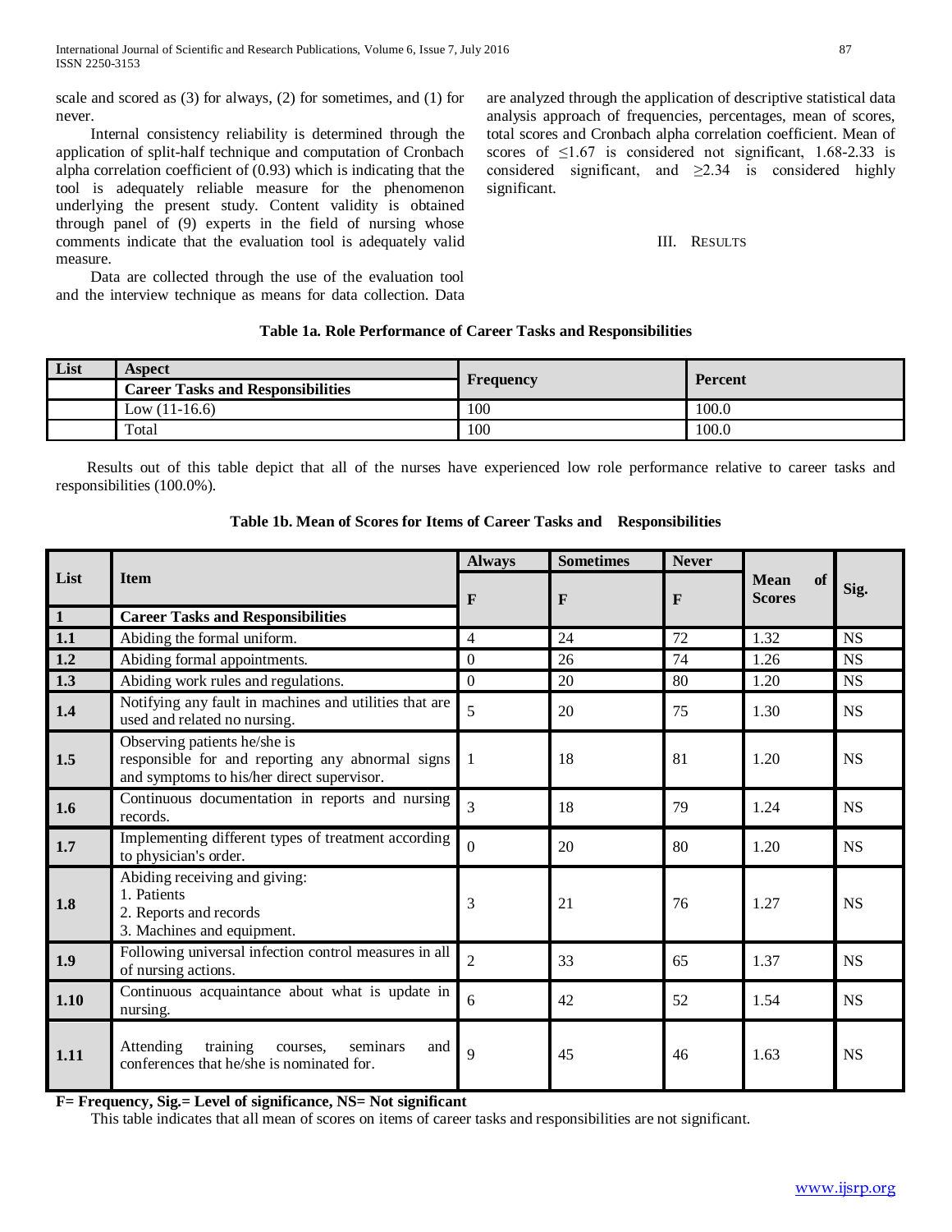scale and scored as (3) for always, (2) for sometimes, and (1) for never.

Internal consistency reliability is determined through the application of split-half technique and computation of Cronbach alpha correlation coefficient of (0.93) which is indicating that the tool is adequately reliable measure for the phenomenon underlying the present study. Content validity is obtained through panel of (9) experts in the field of nursing whose comments indicate that the evaluation tool is adequately valid measure.

Data are collected through the use of the evaluation tool and the interview technique as means for data collection. Data are analyzed through the application of descriptive statistical data analysis approach of frequencies, percentages, mean of scores, total scores and Cronbach alpha correlation coefficient. Mean of scores of ≤1.67 is considered not significant, 1.68-2.33 is considered significant, and ≥2.34 is considered highly significant.

## III. Results

**Table 1a. Role Performance of Career Tasks and Responsibilities**

| List | Aspect | Frequency | Percent |
|---|---|---|---|
| | **Career Tasks and Responsibilities** | | |
| | Low (11-16.6) | 100 | 100.0 |
| | Total | 100 | 100.0 |

Results out of this table depict that all of the nurses have experienced low role performance relative to career tasks and responsibilities (100.0%).

**Table 1b. Mean of Scores for Items of Career Tasks and Responsibilities**

| List | Item | Always | Sometimes | Never | Mean of Scores | Sig. |
|---|---|---|---|---|---|---|
| | | F | F | F | | |
| **1** | **Career Tasks and Responsibilities** | | | | | |
| **1.1** | Abiding the formal uniform. | 4 | 24 | 72 | 1.32 | NS |
| **1.2** | Abiding formal appointments. | 0 | 26 | 74 | 1.26 | NS |
| **1.3** | Abiding work rules and regulations. | 0 | 20 | 80 | 1.20 | NS |
| **1.4** | Notifying any fault in machines and utilities that are used and related no nursing. | 5 | 20 | 75 | 1.30 | NS |
| **1.5** | Observing patients he/she is responsible for and reporting any abnormal signs and symptoms to his/her direct supervisor. | 1 | 18 | 81 | 1.20 | NS |
| **1.6** | Continuous documentation in reports and nursing records. | 3 | 18 | 79 | 1.24 | NS |
| **1.7** | Implementing different types of treatment according to physician's order. | 0 | 20 | 80 | 1.20 | NS |
| **1.8** | Abiding receiving and giving: 1. Patients 2. Reports and records 3. Machines and equipment. | 3 | 21 | 76 | 1.27 | NS |
| **1.9** | Following universal infection control measures in all of nursing actions. | 2 | 33 | 65 | 1.37 | NS |
| **1.10** | Continuous acquaintance about what is update in nursing. | 6 | 42 | 52 | 1.54 | NS |
| **1.11** | Attending training courses, seminars and conferences that he/she is nominated for. | 9 | 45 | 46 | 1.63 | NS |

**F= Frequency, Sig.= Level of significance, NS= Not significant**

This table indicates that all mean of scores on items of career tasks and responsibilities are not significant.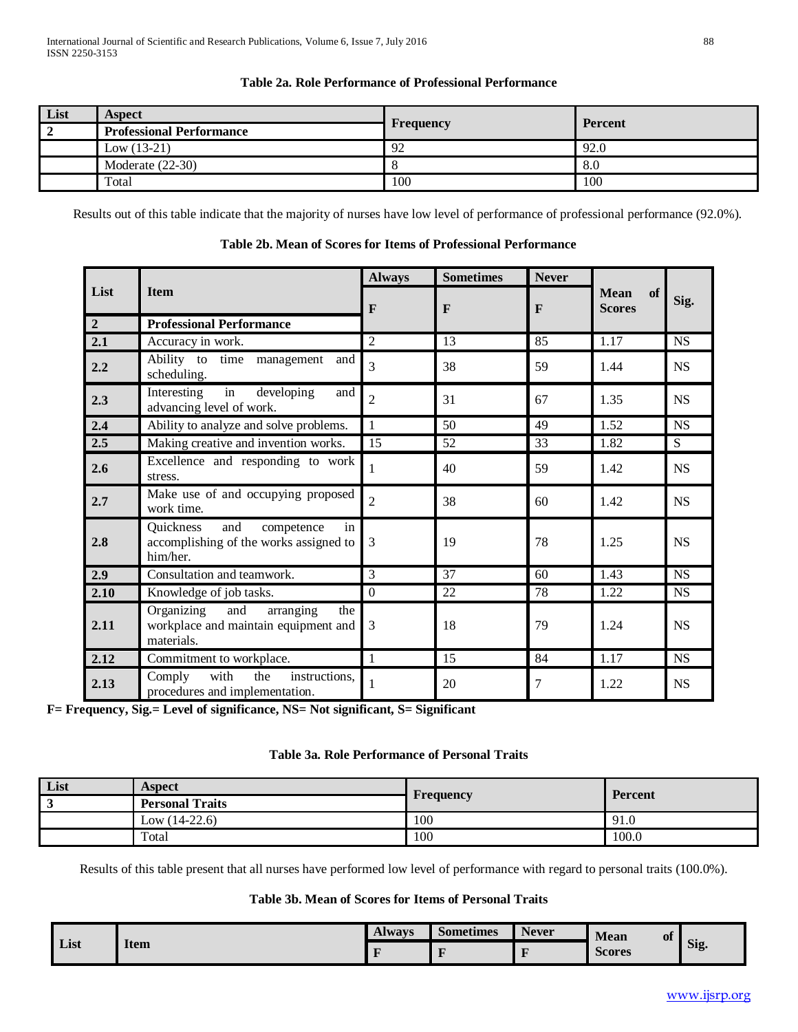**Table 2a. Role Performance of Professional Performance**

| List | Aspect | Frequency | Percent |
|---|---|---|---|
| 2 | Professional Performance | | |
| | Low (13-21) | 92 | 92.0 |
| | Moderate (22-30) | 8 | 8.0 |
| | Total | 100 | 100 |

Results out of this table indicate that the majority of nurses have low level of performance of professional performance (92.0%).

**Table 2b. Mean of Scores for Items of Professional Performance**

| List | Item | Always | Sometimes | Never | Mean of Scores | Sig. |
|---|---|---|---|---|---|---|
| | | F | F | F | | |
| 2 | Professional Performance | | | | | |
| 2.1 | Accuracy in work. | 2 | 13 | 85 | 1.17 | NS |
| 2.2 | Ability to time management and scheduling. | 3 | 38 | 59 | 1.44 | NS |
| 2.3 | Interesting in developing and advancing level of work. | 2 | 31 | 67 | 1.35 | NS |
| 2.4 | Ability to analyze and solve problems. | 1 | 50 | 49 | 1.52 | NS |
| 2.5 | Making creative and invention works. | 15 | 52 | 33 | 1.82 | S |
| 2.6 | Excellence and responding to work stress. | 1 | 40 | 59 | 1.42 | NS |
| 2.7 | Make use of and occupying proposed work time. | 2 | 38 | 60 | 1.42 | NS |
| 2.8 | Quickness and competence in accomplishing of the works assigned to him/her. | 3 | 19 | 78 | 1.25 | NS |
| 2.9 | Consultation and teamwork. | 3 | 37 | 60 | 1.43 | NS |
| 2.10 | Knowledge of job tasks. | 0 | 22 | 78 | 1.22 | NS |
| 2.11 | Organizing and arranging the workplace and maintain equipment and materials. | 3 | 18 | 79 | 1.24 | NS |
| 2.12 | Commitment to workplace. | 1 | 15 | 84 | 1.17 | NS |
| 2.13 | Comply with the instructions, procedures and implementation. | 1 | 20 | 7 | 1.22 | NS |

**F= Frequency, Sig.= Level of significance, NS= Not significant, S= Significant**

**Table 3a. Role Performance of Personal Traits**

| List | Aspect | Frequency | Percent |
|---|---|---|---|
| 3 | Personal Traits | | |
| | Low (14-22.6) | 100 | 91.0 |
| | Total | 100 | 100.0 |

Results of this table present that all nurses have performed low level of performance with regard to personal traits (100.0%).

**Table 3b. Mean of Scores for Items of Personal Traits**

| List | Item | Always | Sometimes | Never | Mean of Scores | Sig. |
|---|---|---|---|---|---|---|
| | | F | F | F | | |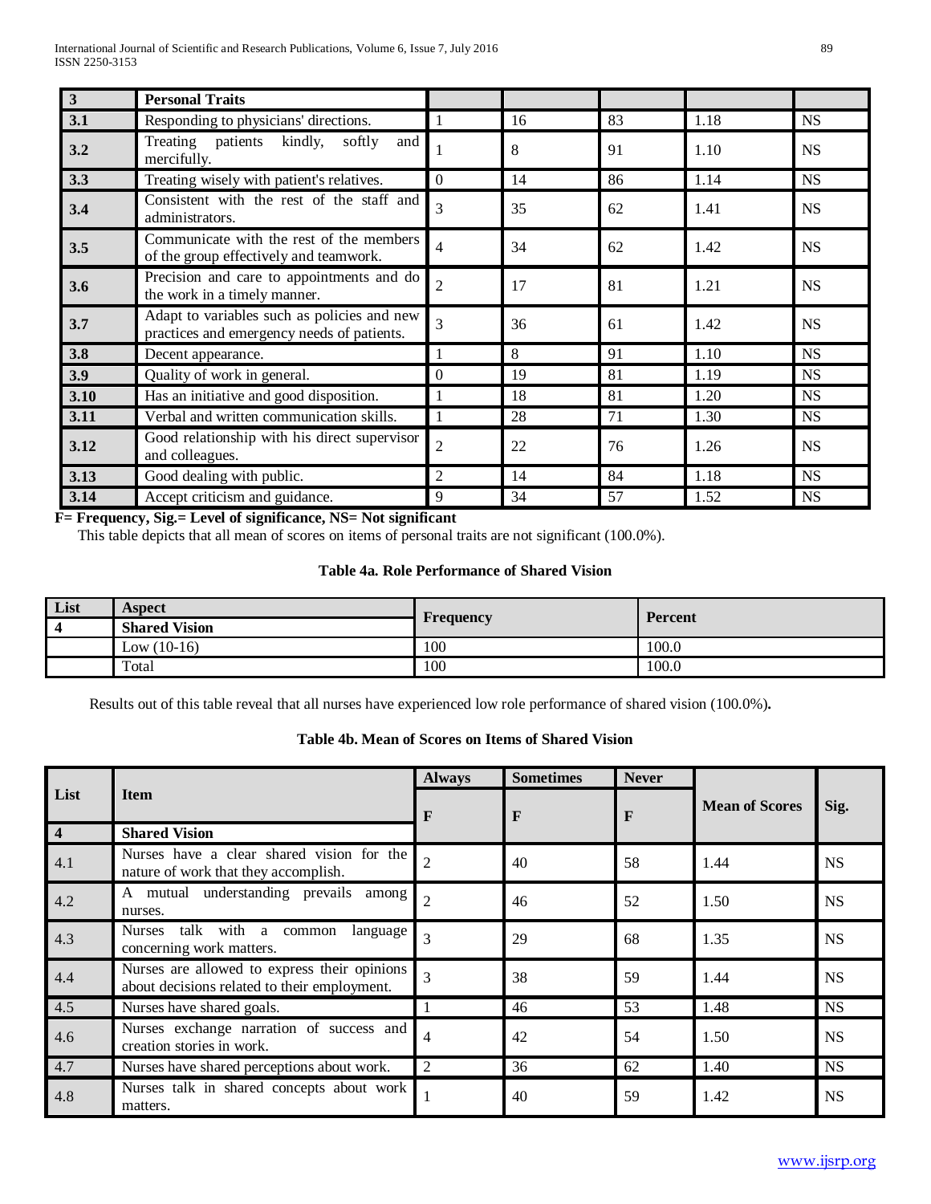| 3 | **Personal Traits** | | | | | |
|---|---|---|---|---|---|---|
| 3.1 | Responding to physicians' directions. | 1 | 16 | 83 | 1.18 | NS |
| 3.2 | Treating patients kindly, softly and mercifully. | 1 | 8 | 91 | 1.10 | NS |
| 3.3 | Treating wisely with patient's relatives. | 0 | 14 | 86 | 1.14 | NS |
| 3.4 | Consistent with the rest of the staff and administrators. | 3 | 35 | 62 | 1.41 | NS |
| 3.5 | Communicate with the rest of the members of the group effectively and teamwork. | 4 | 34 | 62 | 1.42 | NS |
| 3.6 | Precision and care to appointments and do the work in a timely manner. | 2 | 17 | 81 | 1.21 | NS |
| 3.7 | Adapt to variables such as policies and new practices and emergency needs of patients. | 3 | 36 | 61 | 1.42 | NS |
| 3.8 | Decent appearance. | 1 | 8 | 91 | 1.10 | NS |
| 3.9 | Quality of work in general. | 0 | 19 | 81 | 1.19 | NS |
| 3.10 | Has an initiative and good disposition. | 1 | 18 | 81 | 1.20 | NS |
| 3.11 | Verbal and written communication skills. | 1 | 28 | 71 | 1.30 | NS |
| 3.12 | Good relationship with his direct supervisor and colleagues. | 2 | 22 | 76 | 1.26 | NS |
| 3.13 | Good dealing with public. | 2 | 14 | 84 | 1.18 | NS |
| 3.14 | Accept criticism and guidance. | 9 | 34 | 57 | 1.52 | NS |

**F= Frequency, Sig.= Level of significance, NS= Not significant**

This table depicts that all mean of scores on items of personal traits are not significant (100.0%).

**Table 4a. Role Performance of Shared Vision**

| List | Aspect | Frequency | Percent |
|---|---|---|---|
| 4 | **Shared Vision** | | |
| | Low (10-16) | 100 | 100.0 |
| | Total | 100 | 100.0 |

Results out of this table reveal that all nurses have experienced low role performance of shared vision (100.0%)**.**

**Table 4b. Mean of Scores on Items of Shared Vision**

| List | Item | Always | Sometimes | Never | Mean of Scores | Sig. |
|---|---|---|---|---|---|---|
| | | F | F | F | | |
| 4 | **Shared Vision** | | | | | |
| 4.1 | Nurses have a clear shared vision for the nature of work that they accomplish. | 2 | 40 | 58 | 1.44 | NS |
| 4.2 | A mutual understanding prevails among nurses. | 2 | 46 | 52 | 1.50 | NS |
| 4.3 | Nurses talk with a common language concerning work matters. | 3 | 29 | 68 | 1.35 | NS |
| 4.4 | Nurses are allowed to express their opinions about decisions related to their employment. | 3 | 38 | 59 | 1.44 | NS |
| 4.5 | Nurses have shared goals. | 1 | 46 | 53 | 1.48 | NS |
| 4.6 | Nurses exchange narration of success and creation stories in work. | 4 | 42 | 54 | 1.50 | NS |
| 4.7 | Nurses have shared perceptions about work. | 2 | 36 | 62 | 1.40 | NS |
| 4.8 | Nurses talk in shared concepts about work matters. | 1 | 40 | 59 | 1.42 | NS |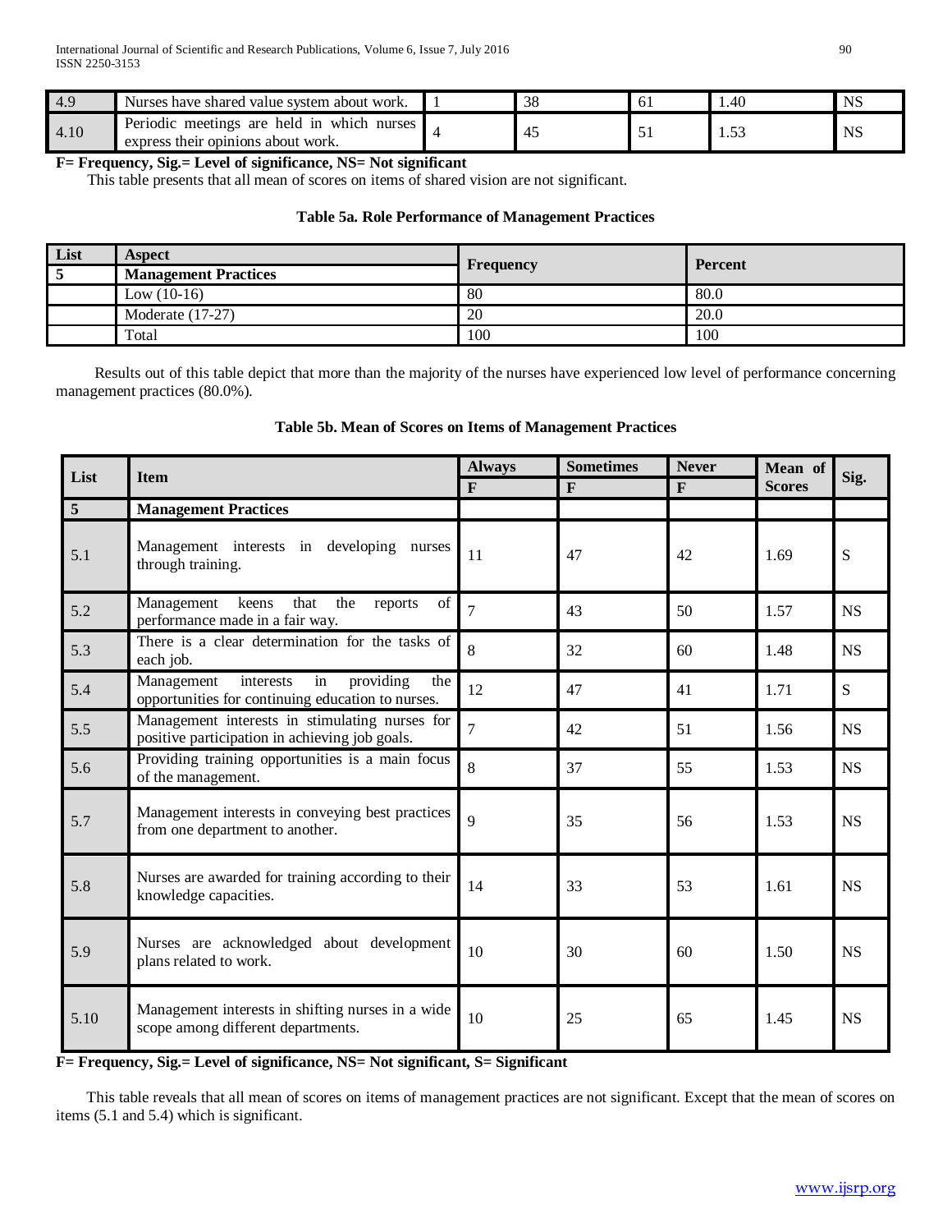| 4.9 | Nurses have shared value system about work. | 1 | 38 | 61 | 1.40 | NS |
|---|---|---|---|---|---|---|
| 4.10 | Periodic meetings are held in which nurses express their opinions about work. | 4 | 45 | 51 | 1.53 | NS |

**F= Frequency, Sig.= Level of significance, NS= Not significant**

This table presents that all mean of scores on items of shared vision are not significant.

**Table 5a. Role Performance of Management Practices**

| List | Aspect | Frequency | Percent |
|---|---|---|---|
| 5 | **Management Practices** | | |
| | Low (10-16) | 80 | 80.0 |
| | Moderate (17-27) | 20 | 20.0 |
| | Total | 100 | 100 |

Results out of this table depict that more than the majority of the nurses have experienced low level of performance concerning management practices (80.0%).

**Table 5b. Mean of Scores on Items of Management Practices**

| List | Item | Always | Sometimes | Never | Mean of Scores | Sig. |
|---|---|---|---|---|---|---|
| | | F | F | F | | |
| **5** | **Management Practices** | | | | | |
| 5.1 | Management interests in developing nurses through training. | 11 | 47 | 42 | 1.69 | S |
| 5.2 | Management keens that the reports of performance made in a fair way. | 7 | 43 | 50 | 1.57 | NS |
| 5.3 | There is a clear determination for the tasks of each job. | 8 | 32 | 60 | 1.48 | NS |
| 5.4 | Management interests in providing the opportunities for continuing education to nurses. | 12 | 47 | 41 | 1.71 | S |
| 5.5 | Management interests in stimulating nurses for positive participation in achieving job goals. | 7 | 42 | 51 | 1.56 | NS |
| 5.6 | Providing training opportunities is a main focus of the management. | 8 | 37 | 55 | 1.53 | NS |
| 5.7 | Management interests in conveying best practices from one department to another. | 9 | 35 | 56 | 1.53 | NS |
| 5.8 | Nurses are awarded for training according to their knowledge capacities. | 14 | 33 | 53 | 1.61 | NS |
| 5.9 | Nurses are acknowledged about development plans related to work. | 10 | 30 | 60 | 1.50 | NS |
| 5.10 | Management interests in shifting nurses in a wide scope among different departments. | 10 | 25 | 65 | 1.45 | NS |

**F= Frequency, Sig.= Level of significance, NS= Not significant, S= Significant**

This table reveals that all mean of scores on items of management practices are not significant. Except that the mean of scores on items (5.1 and 5.4) which is significant.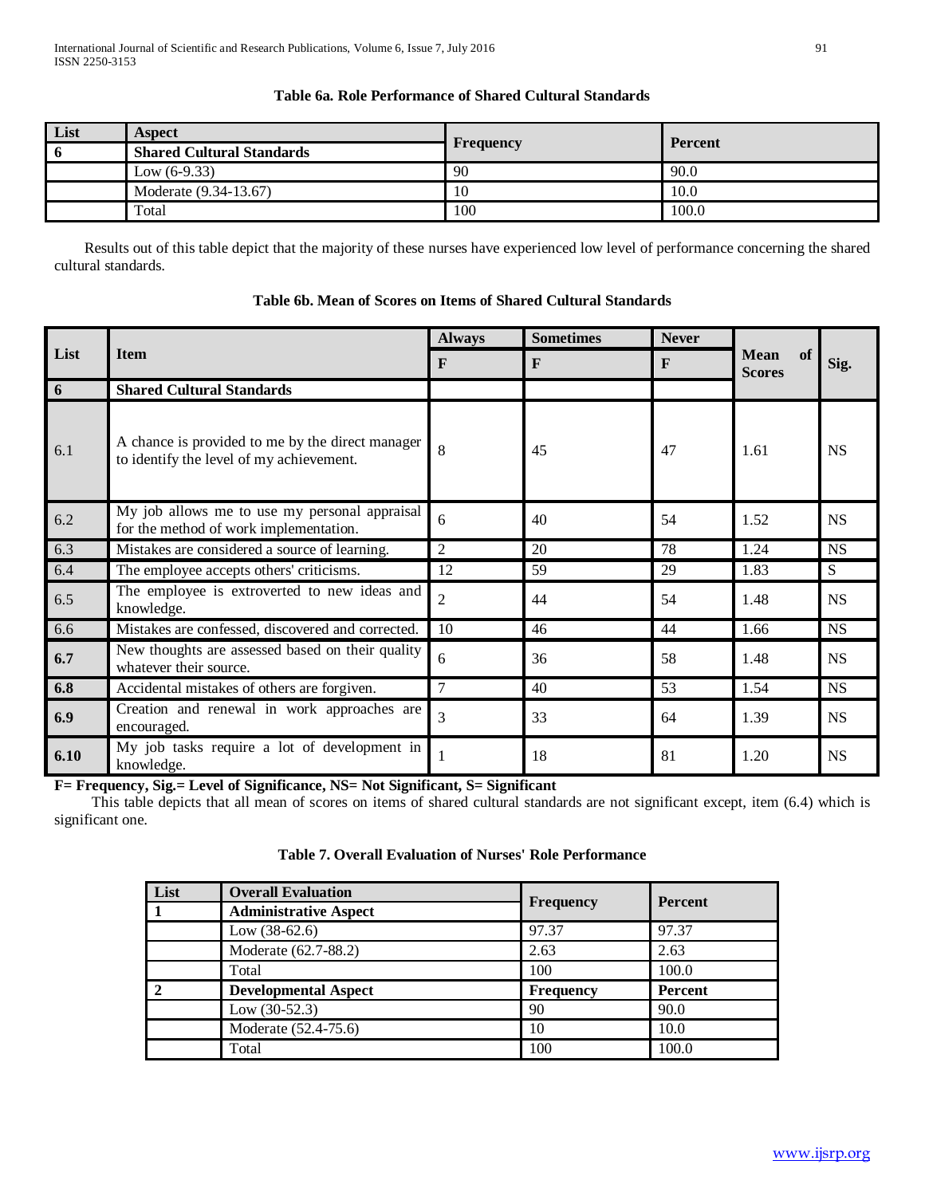**Table 6a. Role Performance of Shared Cultural Standards**

| List | Aspect | Frequency | Percent |
|---|---|---|---|
| **6** | **Shared Cultural Standards** | | |
| | Low (6-9.33) | 90 | 90.0 |
| | Moderate (9.34-13.67) | 10 | 10.0 |
| | Total | 100 | 100.0 |

Results out of this table depict that the majority of these nurses have experienced low level of performance concerning the shared cultural standards.

**Table 6b. Mean of Scores on Items of Shared Cultural Standards**

| List | Item | Always | Sometimes | Never | Mean of Scores | Sig. |
|---|---|---|---|---|---|---|
| | | F | F | F | | |
| **6** | **Shared Cultural Standards** | | | | | |
| 6.1 | A chance is provided to me by the direct manager to identify the level of my achievement. | 8 | 45 | 47 | 1.61 | NS |
| 6.2 | My job allows me to use my personal appraisal for the method of work implementation. | 6 | 40 | 54 | 1.52 | NS |
| 6.3 | Mistakes are considered a source of learning. | 2 | 20 | 78 | 1.24 | NS |
| 6.4 | The employee accepts others' criticisms. | 12 | 59 | 29 | 1.83 | S |
| 6.5 | The employee is extroverted to new ideas and knowledge. | 2 | 44 | 54 | 1.48 | NS |
| 6.6 | Mistakes are confessed, discovered and corrected. | 10 | 46 | 44 | 1.66 | NS |
| **6.7** | New thoughts are assessed based on their quality whatever their source. | 6 | 36 | 58 | 1.48 | NS |
| **6.8** | Accidental mistakes of others are forgiven. | 7 | 40 | 53 | 1.54 | NS |
| **6.9** | Creation and renewal in work approaches are encouraged. | 3 | 33 | 64 | 1.39 | NS |
| **6.10** | My job tasks require a lot of development in knowledge. | 1 | 18 | 81 | 1.20 | NS |

**F= Frequency, Sig.= Level of Significance, NS= Not Significant, S= Significant**

This table depicts that all mean of scores on items of shared cultural standards are not significant except, item (6.4) which is significant one.

**Table 7. Overall Evaluation of Nurses' Role Performance**

| List | Overall Evaluation | Frequency | Percent |
|---|---|---|---|
| **1** | **Administrative Aspect** | | |
| | Low (38-62.6) | 97.37 | 97.37 |
| | Moderate (62.7-88.2) | 2.63 | 2.63 |
| | Total | 100 | 100.0 |
| **2** | **Developmental Aspect** | **Frequency** | **Percent** |
| | Low (30-52.3) | 90 | 90.0 |
| | Moderate (52.4-75.6) | 10 | 10.0 |
| | Total | 100 | 100.0 |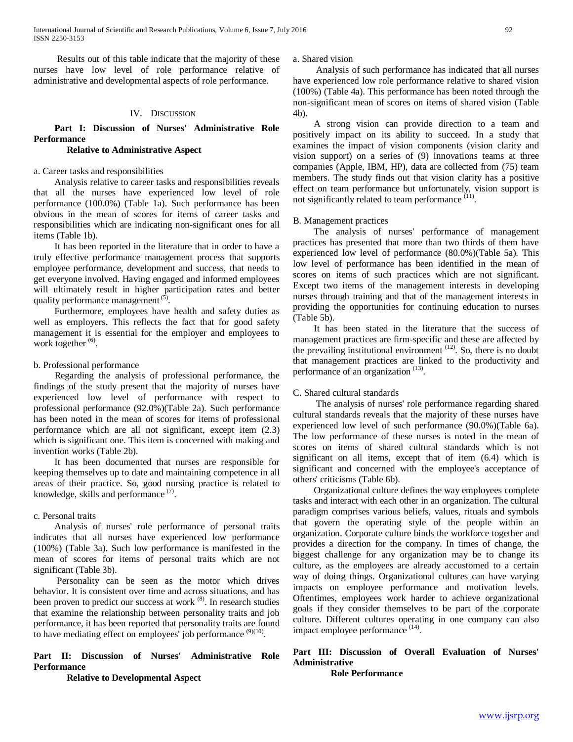Results out of this table indicate that the majority of these nurses have low level of role performance relative of administrative and developmental aspects of role performance.

## IV. Discussion

### Part I: Discussion of Nurses' Administrative Role Performance Relative to Administrative Aspect

a. Career tasks and responsibilities

Analysis relative to career tasks and responsibilities reveals that all the nurses have experienced low level of role performance (100.0%) (Table 1a). Such performance has been obvious in the mean of scores for items of career tasks and responsibilities which are indicating non-significant ones for all items (Table 1b).

It has been reported in the literature that in order to have a truly effective performance management process that supports employee performance, development and success, that needs to get everyone involved. Having engaged and informed employees will ultimately result in higher participation rates and better quality performance management [5].

Furthermore, employees have health and safety duties as well as employers. This reflects the fact that for good safety management it is essential for the employer and employees to work together [6].

b. Professional performance

Regarding the analysis of professional performance, the findings of the study present that the majority of nurses have experienced low level of performance with respect to professional performance (92.0%)(Table 2a). Such performance has been noted in the mean of scores for items of professional performance which are all not significant, except item (2.3) which is significant one. This item is concerned with making and invention works (Table 2b).

It has been documented that nurses are responsible for keeping themselves up to date and maintaining competence in all areas of their practice. So, good nursing practice is related to knowledge, skills and performance [7].

c. Personal traits

Analysis of nurses' role performance of personal traits indicates that all nurses have experienced low performance (100%) (Table 3a). Such low performance is manifested in the mean of scores for items of personal traits which are not significant (Table 3b).

Personality can be seen as the motor which drives behavior. It is consistent over time and across situations, and has been proven to predict our success at work [8]. In research studies that examine the relationship between personality traits and job performance, it has been reported that personality traits are found to have mediating effect on employees' job performance [9][10].

### Part II: Discussion of Nurses' Administrative Role Performance Relative to Developmental Aspect

a. Shared vision

Analysis of such performance has indicated that all nurses have experienced low role performance relative to shared vision (100%) (Table 4a). This performance has been noted through the non-significant mean of scores on items of shared vision (Table 4b).

A strong vision can provide direction to a team and positively impact on its ability to succeed. In a study that examines the impact of vision components (vision clarity and vision support) on a series of (9) innovations teams at three companies (Apple, IBM, HP), data are collected from (75) team members. The study finds out that vision clarity has a positive effect on team performance but unfortunately, vision support is not significantly related to team performance [11].

B. Management practices

The analysis of nurses' performance of management practices has presented that more than two thirds of them have experienced low level of performance (80.0%)(Table 5a). This low level of performance has been identified in the mean of scores on items of such practices which are not significant. Except two items of the management interests in developing nurses through training and that of the management interests in providing the opportunities for continuing education to nurses (Table 5b).

It has been stated in the literature that the success of management practices are firm-specific and these are affected by the prevailing institutional environment [12]. So, there is no doubt that management practices are linked to the productivity and performance of an organization [13].

C. Shared cultural standards

The analysis of nurses' role performance regarding shared cultural standards reveals that the majority of these nurses have experienced low level of such performance (90.0%)(Table 6a). The low performance of these nurses is noted in the mean of scores on items of shared cultural standards which is not significant on all items, except that of item (6.4) which is significant and concerned with the employee's acceptance of others' criticisms (Table 6b).

Organizational culture defines the way employees complete tasks and interact with each other in an organization. The cultural paradigm comprises various beliefs, values, rituals and symbols that govern the operating style of the people within an organization. Corporate culture binds the workforce together and provides a direction for the company. In times of change, the biggest challenge for any organization may be to change its culture, as the employees are already accustomed to a certain way of doing things. Organizational cultures can have varying impacts on employee performance and motivation levels. Oftentimes, employees work harder to achieve organizational goals if they consider themselves to be part of the corporate culture. Different cultures operating in one company can also impact employee performance [14].

### Part III: Discussion of Overall Evaluation of Nurses' Administrative Role Performance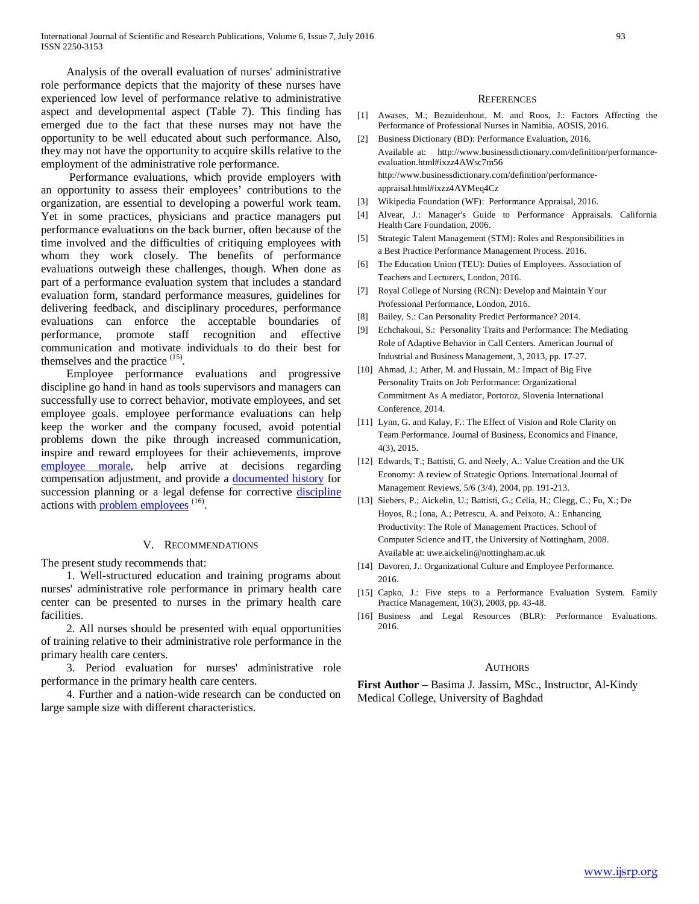Analysis of the overall evaluation of nurses' administrative role performance depicts that the majority of these nurses have experienced low level of performance relative to administrative aspect and developmental aspect (Table 7). This finding has emerged due to the fact that these nurses may not have the opportunity to be well educated about such performance. Also, they may not have the opportunity to acquire skills relative to the employment of the administrative role performance.

Performance evaluations, which provide employers with an opportunity to assess their employees' contributions to the organization, are essential to developing a powerful work team. Yet in some practices, physicians and practice managers put performance evaluations on the back burner, often because of the time involved and the difficulties of critiquing employees with whom they work closely. The benefits of performance evaluations outweigh these challenges, though. When done as part of a performance evaluation system that includes a standard evaluation form, standard performance measures, guidelines for delivering feedback, and disciplinary procedures, performance evaluations can enforce the acceptable boundaries of performance, promote staff recognition and effective communication and motivate individuals to do their best for themselves and the practice [15].

Employee performance evaluations and progressive discipline go hand in hand as tools supervisors and managers can successfully use to correct behavior, motivate employees, and set employee goals. employee performance evaluations can help keep the worker and the company focused, avoid potential problems down the pike through increased communication, inspire and reward employees for their achievements, improve employee morale, help arrive at decisions regarding compensation adjustment, and provide a documented history for succession planning or a legal defense for corrective discipline actions with problem employees [16].

## V. Recommendations

The present study recommends that:

1. Well-structured education and training programs about nurses' administrative role performance in primary health care center can be presented to nurses in the primary health care facilities.
2. All nurses should be presented with equal opportunities of training relative to their administrative role performance in the primary health care centers.
3. Period evaluation for nurses' administrative role performance in the primary health care centers.
4. Further and a nation-wide research can be conducted on large sample size with different characteristics.

## References

[1] Awases, M.; Bezuidenhout, M. and Roos, J.: Factors Affecting the Performance of Professional Nurses in Namibia. AOSIS, 2016.

[2] Business Dictionary (BD): Performance Evaluation, 2016. Available at: http://www.businessdictionary.com/definition/performance-evaluation.html#ixzz4AWsc7m56 http://www.businessdictionary.com/definition/performance-appraisal.html#ixzz4AYMeq4Cz

[3] Wikipedia Foundation (WF): Performance Appraisal, 2016.

[4] Alvear, J.: Manager's Guide to Performance Appraisals. California Health Care Foundation, 2006.

[5] Strategic Talent Management (STM): Roles and Responsibilities in a Best Practice Performance Management Process. 2016.

[6] The Education Union (TEU): Duties of Employees. Association of Teachers and Lecturers, London, 2016.

[7] Royal College of Nursing (RCN): Develop and Maintain Your Professional Performance, London, 2016.

[8] Bailey, S.: Can Personality Predict Performance? 2014.

[9] Echchakoui, S.: Personality Traits and Performance: The Mediating Role of Adaptive Behavior in Call Centers. American Journal of Industrial and Business Management, 3, 2013, pp. 17-27.

[10] Ahmad, J.; Ather, M. and Hussain, M.: Impact of Big Five Personality Traits on Job Performance: Organizational Commitment As A mediator, Portoroz, Slovenia International Conference, 2014.

[11] Lynn, G. and Kalay, F.: The Effect of Vision and Role Clarity on Team Performance. Journal of Business, Economics and Finance, 4(3), 2015.

[12] Edwards, T.; Battisti, G. and Neely, A.: Value Creation and the UK Economy: A review of Strategic Options. International Journal of Management Reviews, 5/6 (3/4), 2004, pp. 191-213.

[13] Siebers, P.; Aickelin, U.; Battisti, G.; Celia, H.; Clegg, C.; Fu, X.; De Hoyos, R.; Iona, A.; Petrescu, A. and Peixoto, A.: Enhancing Productivity: The Role of Management Practices. School of Computer Science and IT, the University of Nottingham, 2008. Available at: uwe.aickelin@nottingham.ac.uk

[14] Davoren, J.: Organizational Culture and Employee Performance. 2016.

[15] Capko, J.: Five steps to a Performance Evaluation System. Family Practice Management, 10(3), 2003, pp. 43-48.

[16] Business and Legal Resources (BLR): Performance Evaluations. 2016.

## Authors

**First Author** – Basima J. Jassim, MSc., Instructor, Al-Kindy Medical College, University of Baghdad